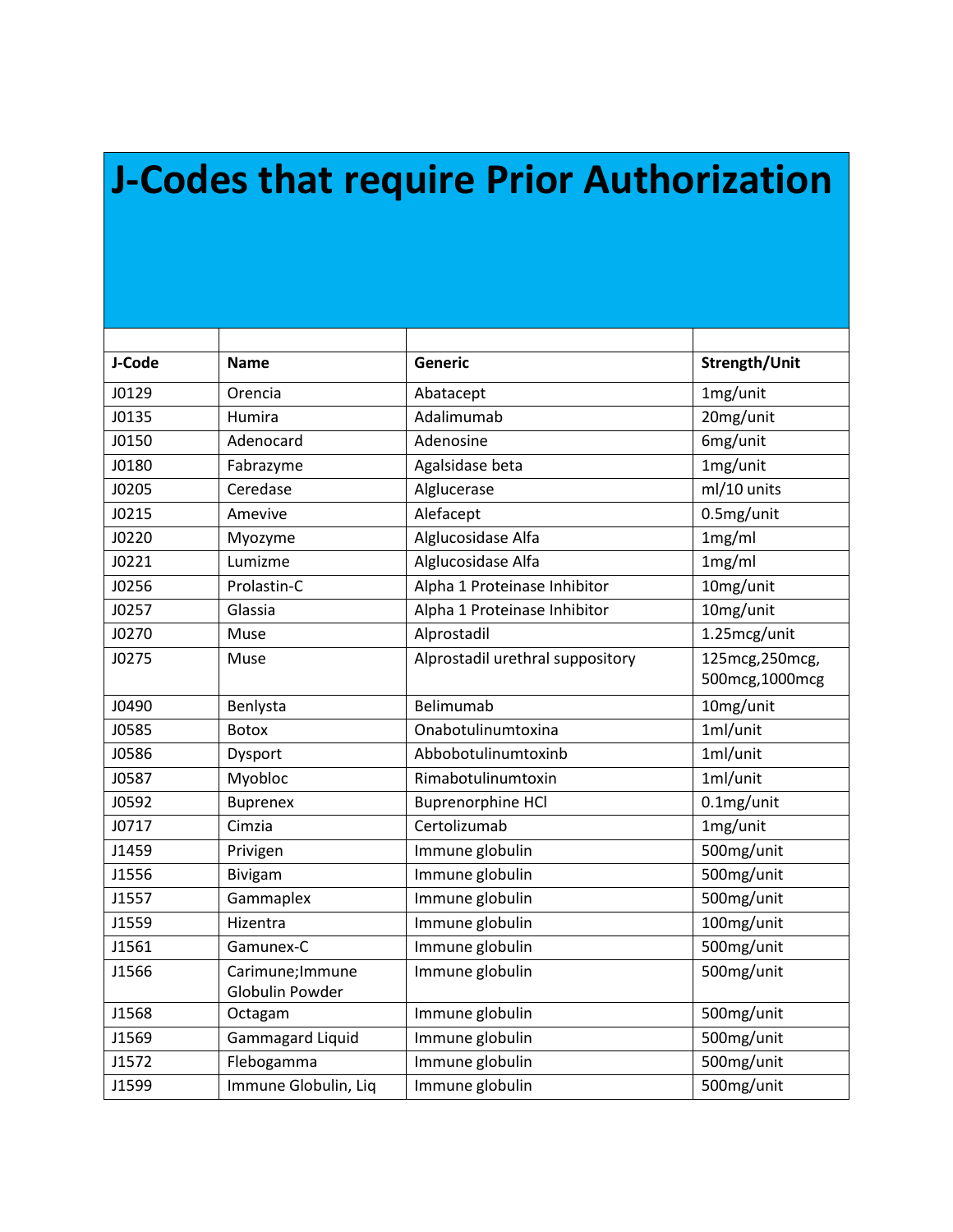# J-Codes that require Prior Authorization

| J-Code | Name | Generic | Strength/Unit |
|---|---|---|---|
| J0129 | Orencia | Abatacept | 1mg/unit |
| J0135 | Humira | Adalimumab | 20mg/unit |
| J0150 | Adenocard | Adenosine | 6mg/unit |
| J0180 | Fabrazyme | Agalsidase beta | 1mg/unit |
| J0205 | Ceredase | Alglucerase | ml/10 units |
| J0215 | Amevive | Alefacept | 0.5mg/unit |
| J0220 | Myozyme | Alglucosidase Alfa | 1mg/ml |
| J0221 | Lumizme | Alglucosidase Alfa | 1mg/ml |
| J0256 | Prolastin-C | Alpha 1 Proteinase Inhibitor | 10mg/unit |
| J0257 | Glassia | Alpha 1 Proteinase Inhibitor | 10mg/unit |
| J0270 | Muse | Alprostadil | 1.25mcg/unit |
| J0275 | Muse | Alprostadil urethral suppository | 125mcg,250mcg, 500mcg,1000mcg |
| J0490 | Benlysta | Belimumab | 10mg/unit |
| J0585 | Botox | Onabotulinumtoxina | 1ml/unit |
| J0586 | Dysport | Abbobotulinumtoxinb | 1ml/unit |
| J0587 | Myobloc | Rimabotulinumtoxin | 1ml/unit |
| J0592 | Buprenex | Buprenorphine HCl | 0.1mg/unit |
| J0717 | Cimzia | Certolizumab | 1mg/unit |
| J1459 | Privigen | Immune globulin | 500mg/unit |
| J1556 | Bivigam | Immune globulin | 500mg/unit |
| J1557 | Gammaplex | Immune globulin | 500mg/unit |
| J1559 | Hizentra | Immune globulin | 100mg/unit |
| J1561 | Gamunex-C | Immune globulin | 500mg/unit |
| J1566 | Carimune;Immune Globulin Powder | Immune globulin | 500mg/unit |
| J1568 | Octagam | Immune globulin | 500mg/unit |
| J1569 | Gammagard Liquid | Immune globulin | 500mg/unit |
| J1572 | Flebogamma | Immune globulin | 500mg/unit |
| J1599 | Immune Globulin, Liq | Immune globulin | 500mg/unit |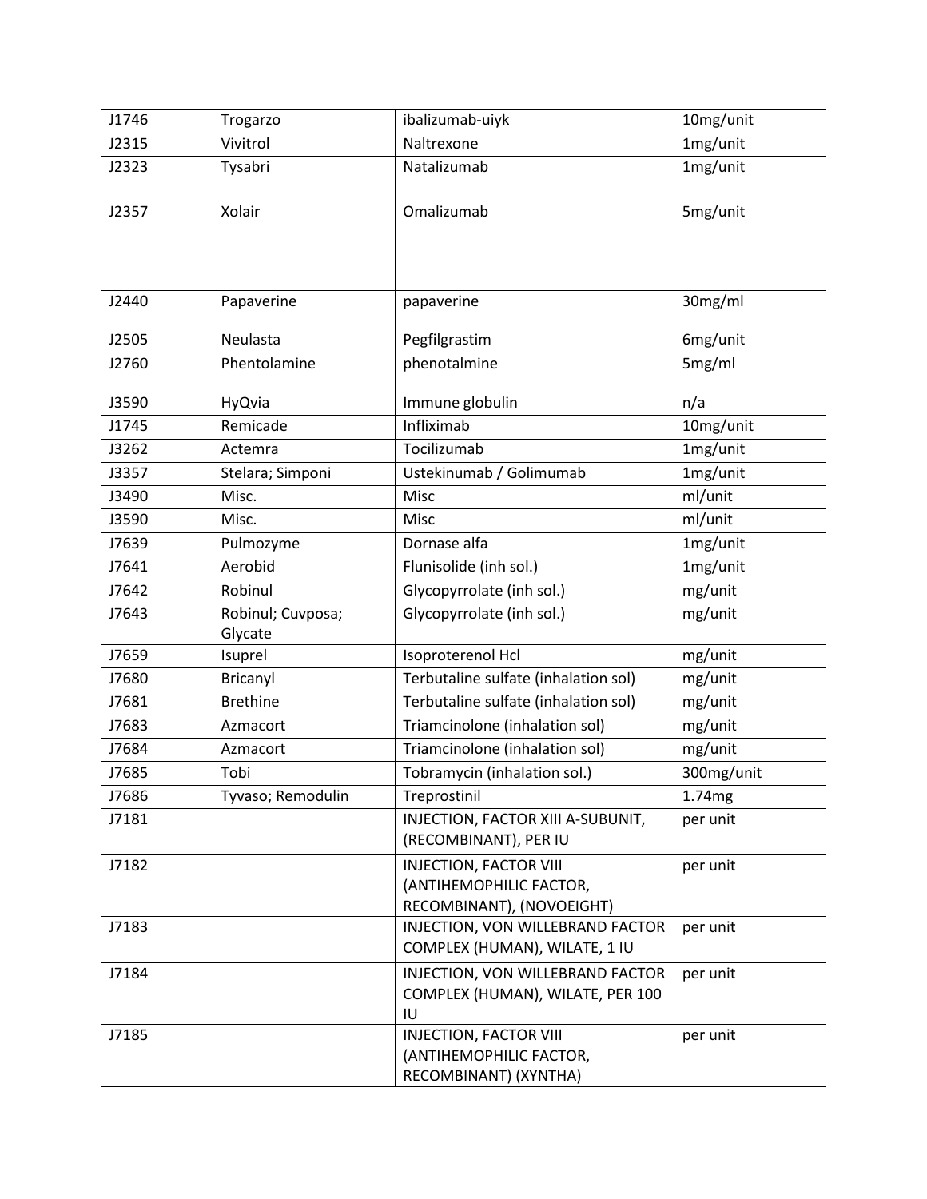| J1746 | Trogarzo | ibalizumab-uiyk | 10mg/unit |
|---|---|---|---|
| J2315 | Vivitrol | Naltrexone | 1mg/unit |
| J2323 | Tysabri | Natalizumab | 1mg/unit |
| J2357 | Xolair | Omalizumab | 5mg/unit |
| J2440 | Papaverine | papaverine | 30mg/ml |
| J2505 | Neulasta | Pegfilgrastim | 6mg/unit |
| J2760 | Phentolamine | phenotalmine | 5mg/ml |
| J3590 | HyQvia | Immune globulin | n/a |
| J1745 | Remicade | Infliximab | 10mg/unit |
| J3262 | Actemra | Tocilizumab | 1mg/unit |
| J3357 | Stelara; Simponi | Ustekinumab / Golimumab | 1mg/unit |
| J3490 | Misc. | Misc | ml/unit |
| J3590 | Misc. | Misc | ml/unit |
| J7639 | Pulmozyme | Dornase alfa | 1mg/unit |
| J7641 | Aerobid | Flunisolide (inh sol.) | 1mg/unit |
| J7642 | Robinul | Glycopyrrolate (inh sol.) | mg/unit |
| J7643 | Robinul; Cuvposa; Glycate | Glycopyrrolate (inh sol.) | mg/unit |
| J7659 | Isuprel | Isoproterenol Hcl | mg/unit |
| J7680 | Bricanyl | Terbutaline sulfate (inhalation sol) | mg/unit |
| J7681 | Brethine | Terbutaline sulfate (inhalation sol) | mg/unit |
| J7683 | Azmacort | Triamcinolone (inhalation sol) | mg/unit |
| J7684 | Azmacort | Triamcinolone (inhalation sol) | mg/unit |
| J7685 | Tobi | Tobramycin (inhalation sol.) | 300mg/unit |
| J7686 | Tyvaso; Remodulin | Treprostinil | 1.74mg |
| J7181 | | INJECTION, FACTOR XIII A-SUBUNIT, (RECOMBINANT), PER IU | per unit |
| J7182 | | INJECTION, FACTOR VIII (ANTIHEMOPHILIC FACTOR, RECOMBINANT), (NOVOEIGHT) | per unit |
| J7183 | | INJECTION, VON WILLEBRAND FACTOR COMPLEX (HUMAN), WILATE, 1 IU | per unit |
| J7184 | | INJECTION, VON WILLEBRAND FACTOR COMPLEX (HUMAN), WILATE, PER 100 IU | per unit |
| J7185 | | INJECTION, FACTOR VIII (ANTIHEMOPHILIC FACTOR, RECOMBINANT) (XYNTHA) | per unit |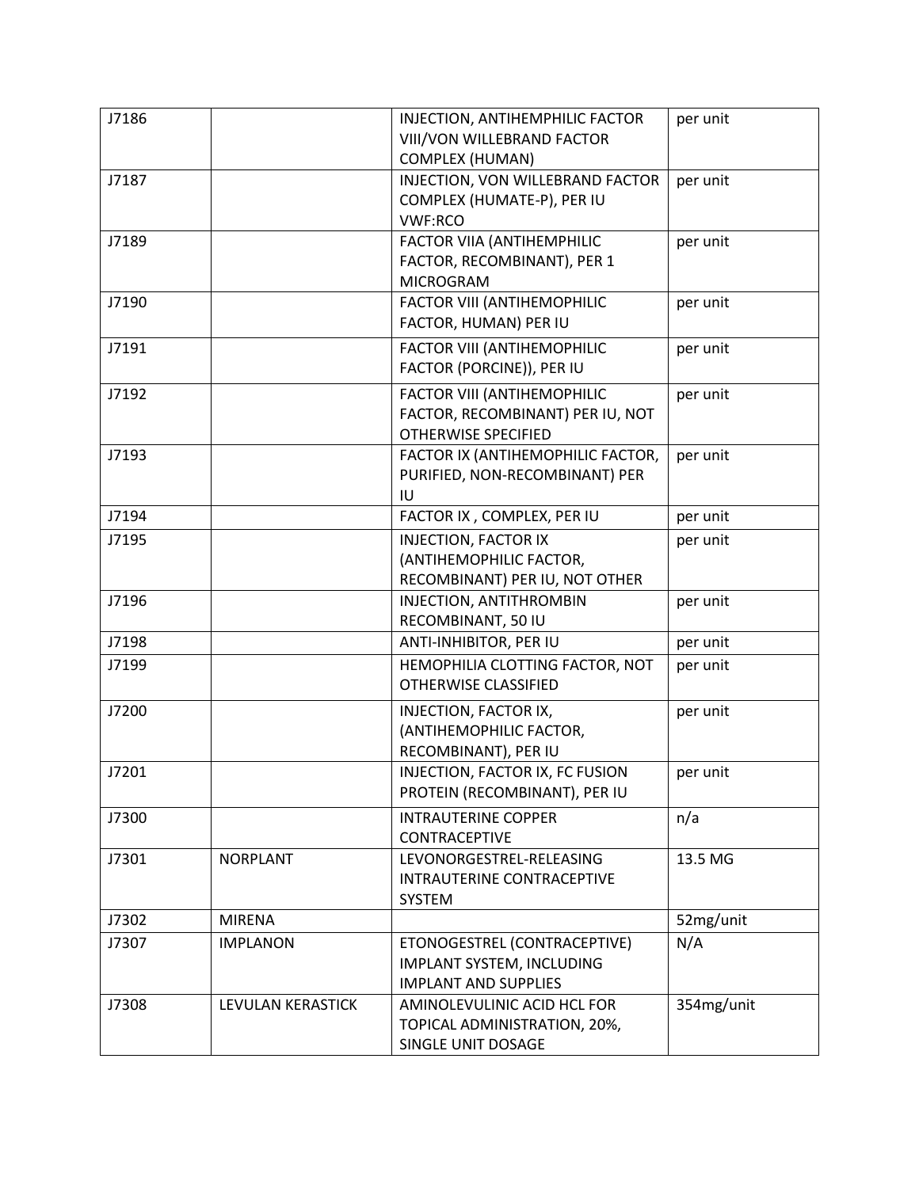| | | | |
|---|---|---|---|
| J7186 | | INJECTION, ANTIHEMPHILIC FACTOR VIII/VON WILLEBRAND FACTOR COMPLEX (HUMAN) | per unit |
| J7187 | | INJECTION, VON WILLEBRAND FACTOR COMPLEX (HUMATE-P), PER IU VWF:RCO | per unit |
| J7189 | | FACTOR VIIA (ANTIHEMPHILIC FACTOR, RECOMBINANT), PER 1 MICROGRAM | per unit |
| J7190 | | FACTOR VIII (ANTIHEMOPHILIC FACTOR, HUMAN) PER IU | per unit |
| J7191 | | FACTOR VIII (ANTIHEMOPHILIC FACTOR (PORCINE)), PER IU | per unit |
| J7192 | | FACTOR VIII (ANTIHEMOPHILIC FACTOR, RECOMBINANT) PER IU, NOT OTHERWISE SPECIFIED | per unit |
| J7193 | | FACTOR IX (ANTIHEMOPHILIC FACTOR, PURIFIED, NON-RECOMBINANT) PER IU | per unit |
| J7194 | | FACTOR IX , COMPLEX, PER IU | per unit |
| J7195 | | INJECTION, FACTOR IX (ANTIHEMOPHILIC FACTOR, RECOMBINANT) PER IU, NOT OTHER | per unit |
| J7196 | | INJECTION, ANTITHROMBIN RECOMBINANT, 50 IU | per unit |
| J7198 | | ANTI-INHIBITOR, PER IU | per unit |
| J7199 | | HEMOPHILIA CLOTTING FACTOR, NOT OTHERWISE CLASSIFIED | per unit |
| J7200 | | INJECTION, FACTOR IX, (ANTIHEMOPHILIC FACTOR, RECOMBINANT), PER IU | per unit |
| J7201 | | INJECTION, FACTOR IX, FC FUSION PROTEIN (RECOMBINANT), PER IU | per unit |
| J7300 | | INTRAUTERINE COPPER CONTRACEPTIVE | n/a |
| J7301 | NORPLANT | LEVONORGESTREL-RELEASING INTRAUTERINE CONTRACEPTIVE SYSTEM | 13.5 MG |
| J7302 | MIRENA | | 52mg/unit |
| J7307 | IMPLANON | ETONOGESTREL (CONTRACEPTIVE) IMPLANT SYSTEM, INCLUDING IMPLANT AND SUPPLIES | N/A |
| J7308 | LEVULAN KERASTICK | AMINOLEVULINIC ACID HCL FOR TOPICAL ADMINISTRATION, 20%, SINGLE UNIT DOSAGE | 354mg/unit |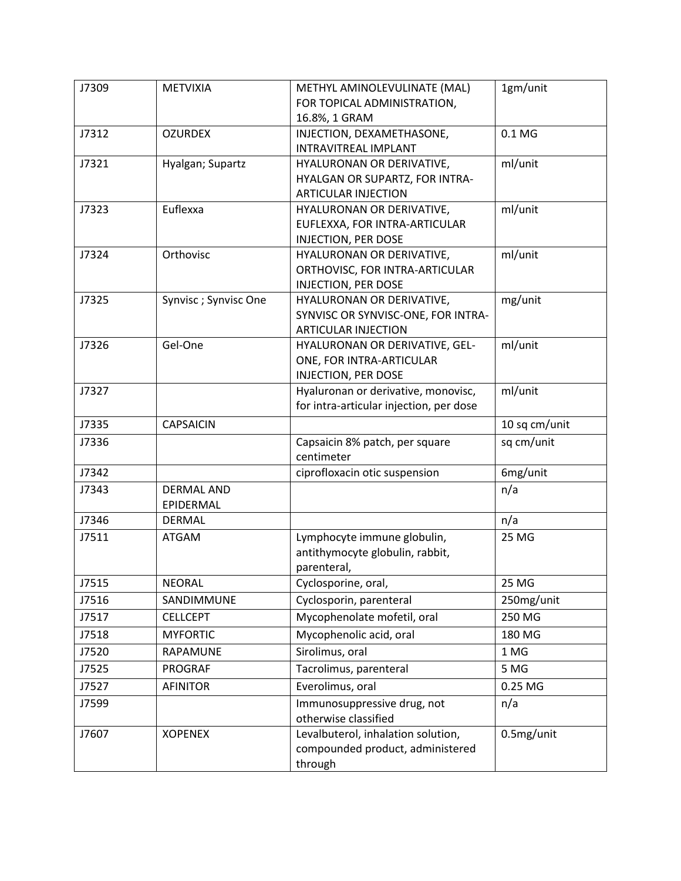| J7309 | METVIXIA | METHYL AMINOLEVULINATE (MAL) FOR TOPICAL ADMINISTRATION, 16.8%, 1 GRAM | 1gm/unit |
|---|---|---|---|
| J7312 | OZURDEX | INJECTION, DEXAMETHASONE, INTRAVITREAL IMPLANT | 0.1 MG |
| J7321 | Hyalgan; Supartz | HYALURONAN OR DERIVATIVE, HYALGAN OR SUPARTZ, FOR INTRA-ARTICULAR INJECTION | ml/unit |
| J7323 | Euflexxa | HYALURONAN OR DERIVATIVE, EUFLEXXA, FOR INTRA-ARTICULAR INJECTION, PER DOSE | ml/unit |
| J7324 | Orthovisc | HYALURONAN OR DERIVATIVE, ORTHOVISC, FOR INTRA-ARTICULAR INJECTION, PER DOSE | ml/unit |
| J7325 | Synvisc ; Synvisc One | HYALURONAN OR DERIVATIVE, SYNVISC OR SYNVISC-ONE, FOR INTRA-ARTICULAR INJECTION | mg/unit |
| J7326 | Gel-One | HYALURONAN OR DERIVATIVE, GEL-ONE, FOR INTRA-ARTICULAR INJECTION, PER DOSE | ml/unit |
| J7327 | | Hyaluronan or derivative, monovisc, for intra-articular injection, per dose | ml/unit |
| J7335 | CAPSAICIN | | 10 sq cm/unit |
| J7336 | | Capsaicin 8% patch, per square centimeter | sq cm/unit |
| J7342 | | ciprofloxacin otic suspension | 6mg/unit |
| J7343 | DERMAL AND EPIDERMAL | | n/a |
| J7346 | DERMAL | | n/a |
| J7511 | ATGAM | Lymphocyte immune globulin, antithymocyte globulin, rabbit, parenteral, | 25 MG |
| J7515 | NEORAL | Cyclosporine, oral, | 25 MG |
| J7516 | SANDIMMUNE | Cyclosporin, parenteral | 250mg/unit |
| J7517 | CELLCEPT | Mycophenolate mofetil, oral | 250 MG |
| J7518 | MYFORTIC | Mycophenolic acid, oral | 180 MG |
| J7520 | RAPAMUNE | Sirolimus, oral | 1 MG |
| J7525 | PROGRAF | Tacrolimus, parenteral | 5 MG |
| J7527 | AFINITOR | Everolimus, oral | 0.25 MG |
| J7599 | | Immunosuppressive drug, not otherwise classified | n/a |
| J7607 | XOPENEX | Levalbuterol, inhalation solution, compounded product, administered through | 0.5mg/unit |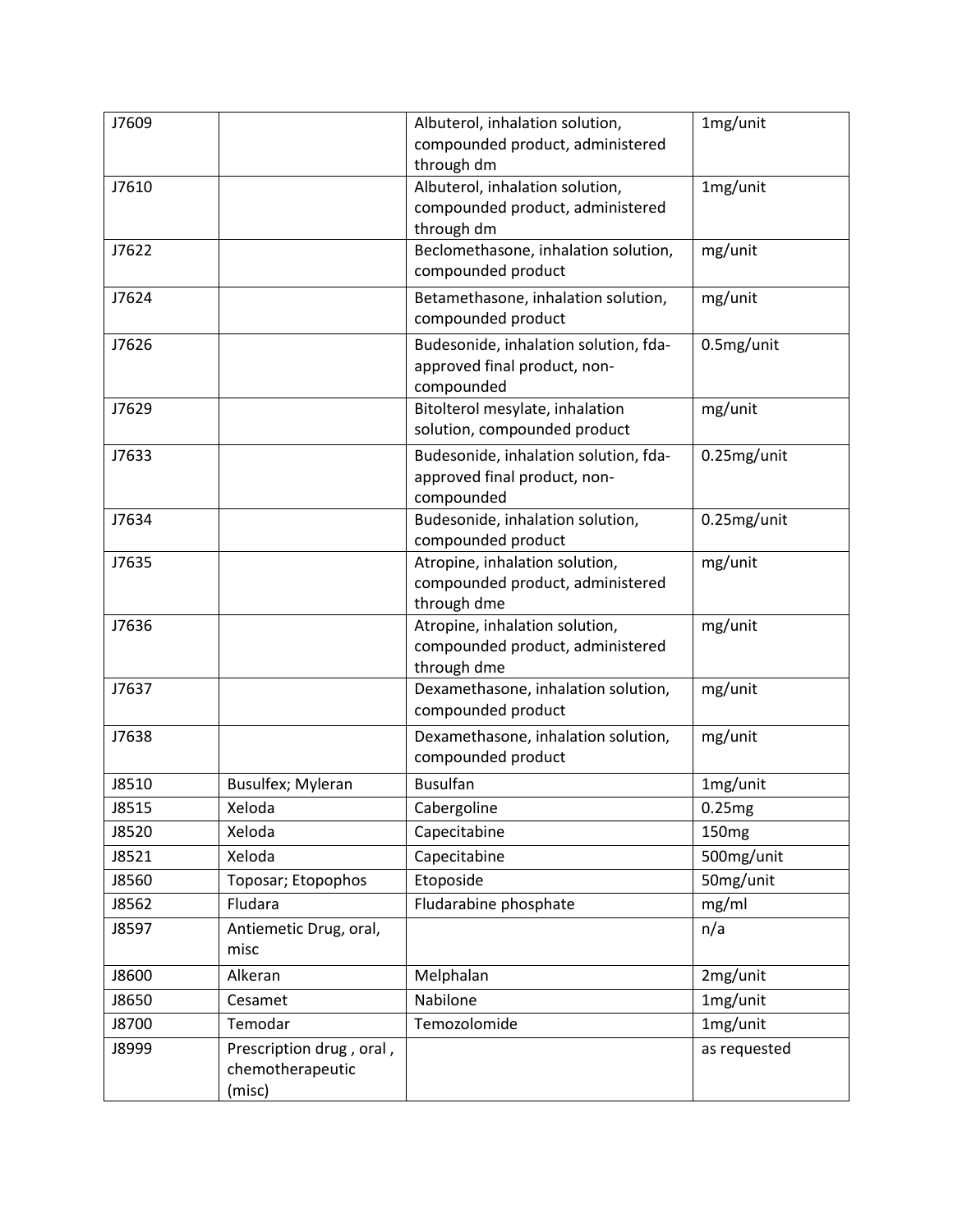| J7609 | | Albuterol, inhalation solution, compounded product, administered through dm | 1mg/unit |
|---|---|---|---|
| J7610 | | Albuterol, inhalation solution, compounded product, administered through dm | 1mg/unit |
| J7622 | | Beclomethasone, inhalation solution, compounded product | mg/unit |
| J7624 | | Betamethasone, inhalation solution, compounded product | mg/unit |
| J7626 | | Budesonide, inhalation solution, fda-approved final product, non-compounded | 0.5mg/unit |
| J7629 | | Bitolterol mesylate, inhalation solution, compounded product | mg/unit |
| J7633 | | Budesonide, inhalation solution, fda-approved final product, non-compounded | 0.25mg/unit |
| J7634 | | Budesonide, inhalation solution, compounded product | 0.25mg/unit |
| J7635 | | Atropine, inhalation solution, compounded product, administered through dme | mg/unit |
| J7636 | | Atropine, inhalation solution, compounded product, administered through dme | mg/unit |
| J7637 | | Dexamethasone, inhalation solution, compounded product | mg/unit |
| J7638 | | Dexamethasone, inhalation solution, compounded product | mg/unit |
| J8510 | Busulfex; Myleran | Busulfan | 1mg/unit |
| J8515 | Xeloda | Cabergoline | 0.25mg |
| J8520 | Xeloda | Capecitabine | 150mg |
| J8521 | Xeloda | Capecitabine | 500mg/unit |
| J8560 | Toposar; Etopophos | Etoposide | 50mg/unit |
| J8562 | Fludara | Fludarabine phosphate | mg/ml |
| J8597 | Antiemetic Drug, oral, misc | | n/a |
| J8600 | Alkeran | Melphalan | 2mg/unit |
| J8650 | Cesamet | Nabilone | 1mg/unit |
| J8700 | Temodar | Temozolomide | 1mg/unit |
| J8999 | Prescription drug , oral , chemotherapeutic (misc) | | as requested |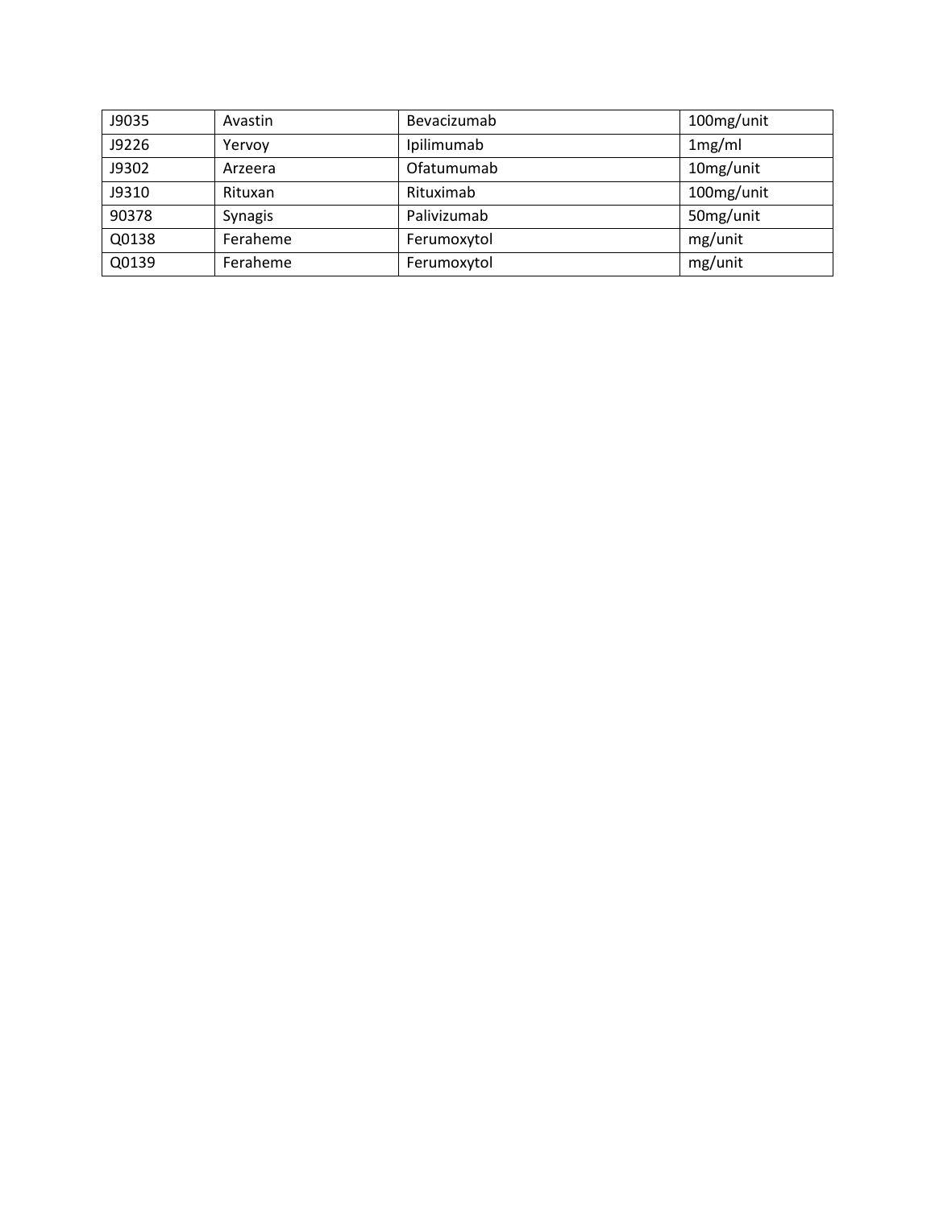| | | | |
|---|---|---|---|
| J9035 | Avastin | Bevacizumab | 100mg/unit |
| J9226 | Yervoy | Ipilimumab | 1mg/ml |
| J9302 | Arzeera | Ofatumumab | 10mg/unit |
| J9310 | Rituxan | Rituximab | 100mg/unit |
| 90378 | Synagis | Palivizumab | 50mg/unit |
| Q0138 | Feraheme | Ferumoxytol | mg/unit |
| Q0139 | Feraheme | Ferumoxytol | mg/unit |